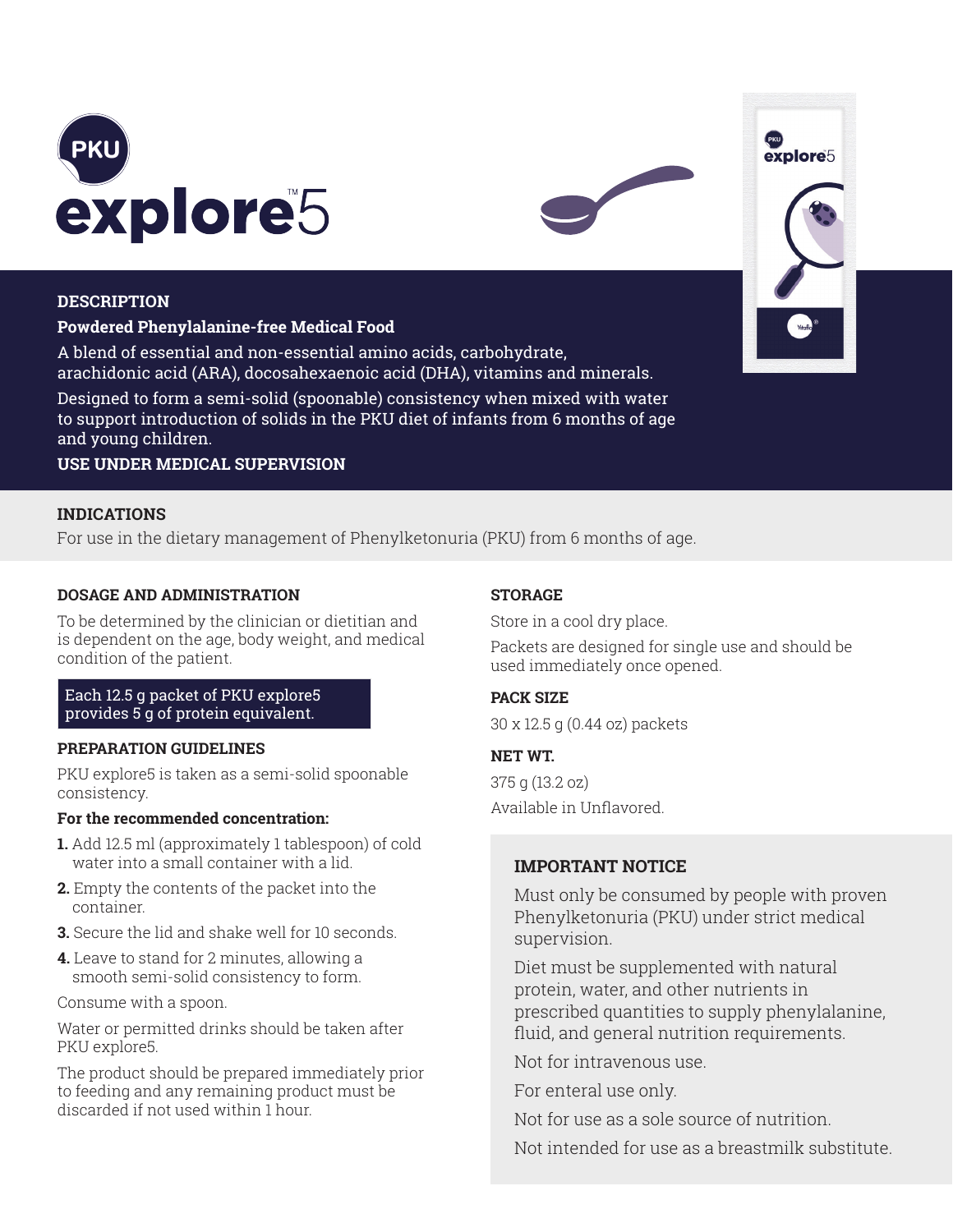# PKU explore™5

## DESCRIPTION

**Powdered Phenylalanine-free Medical Food**

A blend of essential and non-essential amino acids, carbohydrate, arachidonic acid (ARA), docosahexaenoic acid (DHA), vitamins and minerals.

Designed to form a semi-solid (spoonable) consistency when mixed with water to support introduction of solids in the PKU diet of infants from 6 months of age and young children.

**USE UNDER MEDICAL SUPERVISION**

## INDICATIONS

For use in the dietary management of Phenylketonuria (PKU) from 6 months of age.

## DOSAGE AND ADMINISTRATION

To be determined by the clinician or dietitian and is dependent on the age, body weight, and medical condition of the patient.

Each 12.5 g packet of PKU explore5 provides 5 g of protein equivalent.

## PREPARATION GUIDELINES

PKU explore5 is taken as a semi-solid spoonable consistency.

**For the recommended concentration:**

1. Add 12.5 ml (approximately 1 tablespoon) of cold water into a small container with a lid.
2. Empty the contents of the packet into the container.
3. Secure the lid and shake well for 10 seconds.
4. Leave to stand for 2 minutes, allowing a smooth semi-solid consistency to form.

Consume with a spoon.

Water or permitted drinks should be taken after PKU explore5.

The product should be prepared immediately prior to feeding and any remaining product must be discarded if not used within 1 hour.

## STORAGE

Store in a cool dry place.

Packets are designed for single use and should be used immediately once opened.

## PACK SIZE

30 x 12.5 g (0.44 oz) packets

## NET WT.

375 g (13.2 oz)

Available in Unflavored.

## IMPORTANT NOTICE

Must only be consumed by people with proven Phenylketonuria (PKU) under strict medical supervision.

Diet must be supplemented with natural protein, water, and other nutrients in prescribed quantities to supply phenylalanine, fluid, and general nutrition requirements.

Not for intravenous use.

For enteral use only.

Not for use as a sole source of nutrition.

Not intended for use as a breastmilk substitute.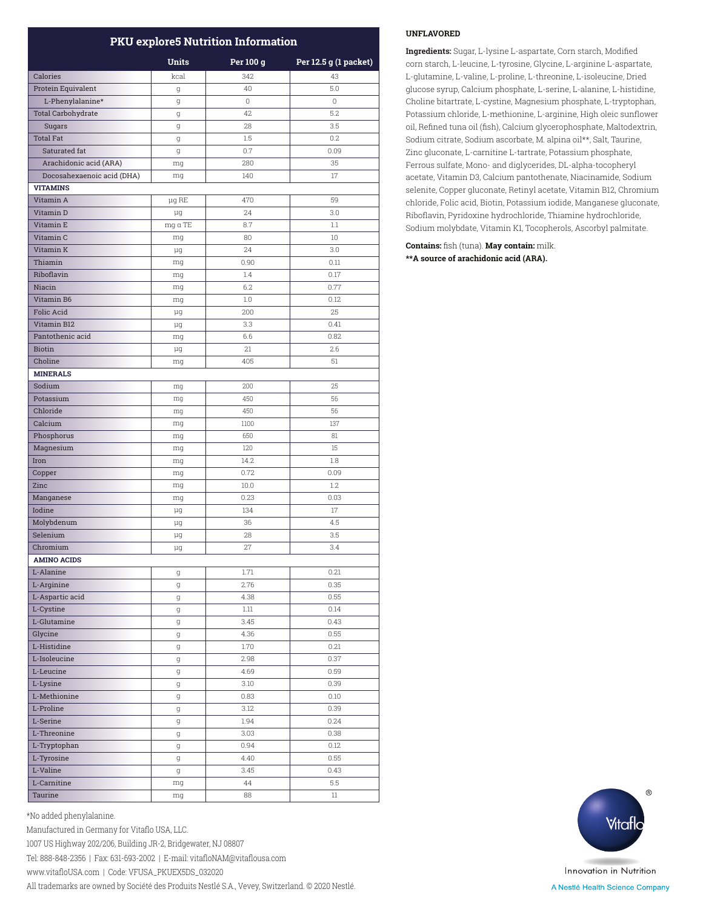## PKU explore5 Nutrition Information

| | Units | Per 100 g | Per 12.5 g (1 packet) |
|---|---|---|---|
| Calories | kcal | 342 | 43 |
| Protein Equivalent | g | 40 | 5.0 |
| L-Phenylalanine* | g | 0 | 0 |
| Total Carbohydrate | g | 42 | 5.2 |
| Sugars | g | 28 | 3.5 |
| Total Fat | g | 1.5 | 0.2 |
| Saturated fat | g | 0.7 | 0.09 |
| Arachidonic acid (ARA) | mg | 280 | 35 |
| Docosahexaenoic acid (DHA) | mg | 140 | 17 |
| **VITAMINS** | | | |
| Vitamin A | µg RE | 470 | 59 |
| Vitamin D | µg | 24 | 3.0 |
| Vitamin E | mg α TE | 8.7 | 1.1 |
| Vitamin C | mg | 80 | 10 |
| Vitamin K | µg | 24 | 3.0 |
| Thiamin | mg | 0.90 | 0.11 |
| Riboflavin | mg | 1.4 | 0.17 |
| Niacin | mg | 6.2 | 0.77 |
| Vitamin B6 | mg | 1.0 | 0.12 |
| Folic Acid | µg | 200 | 25 |
| Vitamin B12 | µg | 3.3 | 0.41 |
| Pantothenic acid | mg | 6.6 | 0.82 |
| Biotin | µg | 21 | 2.6 |
| Choline | mg | 405 | 51 |
| **MINERALS** | | | |
| Sodium | mg | 200 | 25 |
| Potassium | mg | 450 | 56 |
| Chloride | mg | 450 | 56 |
| Calcium | mg | 1100 | 137 |
| Phosphorus | mg | 650 | 81 |
| Magnesium | mg | 120 | 15 |
| Iron | mg | 14.2 | 1.8 |
| Copper | mg | 0.72 | 0.09 |
| Zinc | mg | 10.0 | 1.2 |
| Manganese | mg | 0.23 | 0.03 |
| Iodine | µg | 134 | 17 |
| Molybdenum | µg | 36 | 4.5 |
| Selenium | µg | 28 | 3.5 |
| Chromium | µg | 27 | 3.4 |
| **AMINO ACIDS** | | | |
| L-Alanine | g | 1.71 | 0.21 |
| L-Arginine | g | 2.76 | 0.35 |
| L-Aspartic acid | g | 4.38 | 0.55 |
| L-Cystine | g | 1.11 | 0.14 |
| L-Glutamine | g | 3.45 | 0.43 |
| Glycine | g | 4.36 | 0.55 |
| L-Histidine | g | 1.70 | 0.21 |
| L-Isoleucine | g | 2.98 | 0.37 |
| L-Leucine | g | 4.69 | 0.59 |
| L-Lysine | g | 3.10 | 0.39 |
| L-Methionine | g | 0.83 | 0.10 |
| L-Proline | g | 3.12 | 0.39 |
| L-Serine | g | 1.94 | 0.24 |
| L-Threonine | g | 3.03 | 0.38 |
| L-Tryptophan | g | 0.94 | 0.12 |
| L-Tyrosine | g | 4.40 | 0.55 |
| L-Valine | g | 3.45 | 0.43 |
| L-Carnitine | mg | 44 | 5.5 |
| Taurine | mg | 88 | 11 |

*No added phenylalanine.

Manufactured in Germany for Vitaflo USA, LLC.

1007 US Highway 202/206, Building JR-2, Bridgewater, NJ 08807

Tel: 888-848-2356 | Fax: 631-693-2002 | E-mail: vitafloNAM@vitaflousa.com

www.vitafloUSA.com | Code: VFUSA_PKUEX5DS_032020

All trademarks are owned by Société des Produits Nestlé S.A., Vevey, Switzerland. © 2020 Nestlé.

**UNFLAVORED**

**Ingredients:** Sugar, L-lysine L-aspartate, Corn starch, Modified corn starch, L-leucine, L-tyrosine, Glycine, L-arginine L-aspartate, L-glutamine, L-valine, L-proline, L-threonine, L-isoleucine, Dried glucose syrup, Calcium phosphate, L-serine, L-alanine, L-histidine, Choline bitartrate, L-cystine, Magnesium phosphate, L-tryptophan, Potassium chloride, L-methionine, L-arginine, High oleic sunflower oil, Refined tuna oil (fish), Calcium glycerophosphate, Maltodextrin, Sodium citrate, Sodium ascorbate, M. alpina oil**, Salt, Taurine, Zinc gluconate, L-carnitine L-tartrate, Potassium phosphate, Ferrous sulfate, Mono- and diglycerides, DL-alpha-tocopheryl acetate, Vitamin D3, Calcium pantothenate, Niacinamide, Sodium selenite, Copper gluconate, Retinyl acetate, Vitamin B12, Chromium chloride, Folic acid, Biotin, Potassium iodide, Manganese gluconate, Riboflavin, Pyridoxine hydrochloride, Thiamine hydrochloride, Sodium molybdate, Vitamin K1, Tocopherols, Ascorbyl palmitate.

**Contains:** fish (tuna). **May contain:** milk.

****A source of arachidonic acid (ARA).**

Vitaflo®

Innovation in Nutrition

A Nestlé Health Science Company